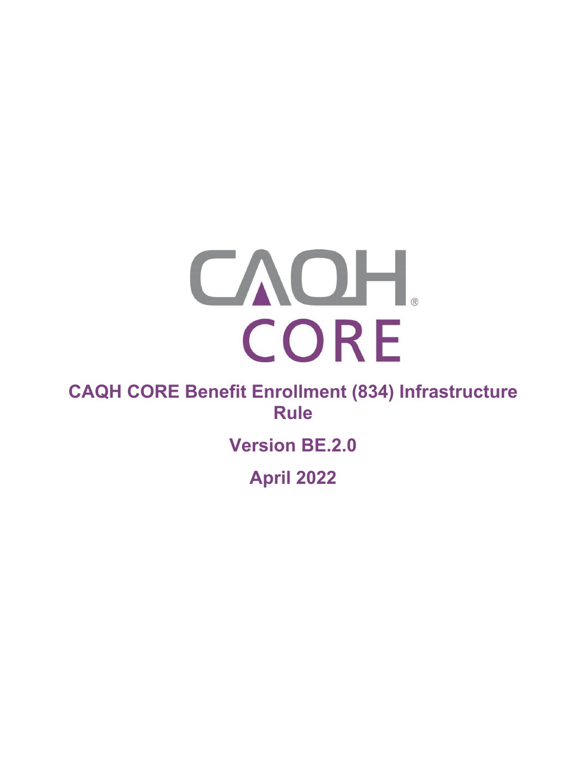# CAQH CORE Benefit Enrollment (834) Infrastructure Rule

## Version BE.2.0

## April 2022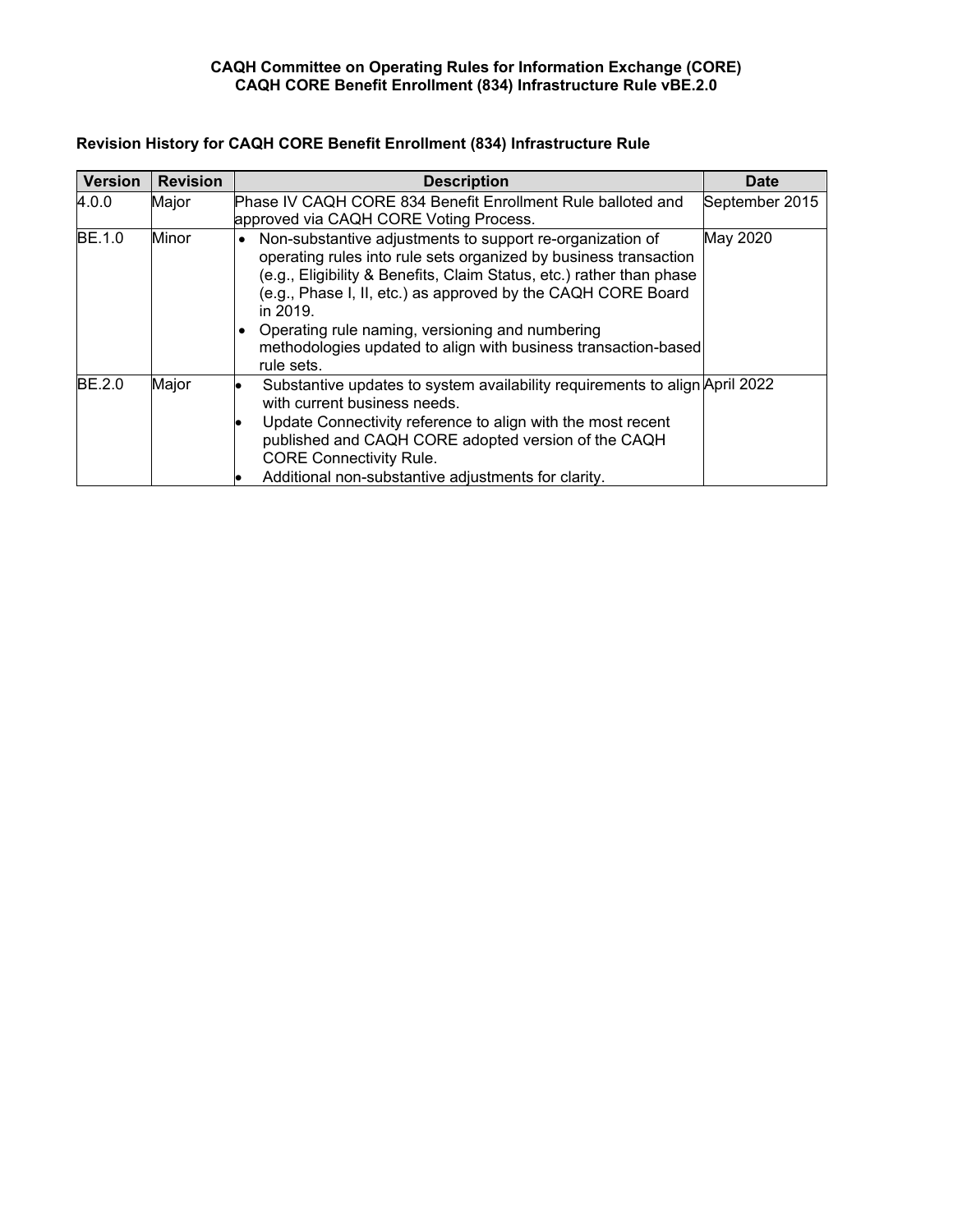**Revision History for CAQH CORE Benefit Enrollment (834) Infrastructure Rule**

| Version | Revision | Description | Date |
|---|---|---|---|
| 4.0.0 | Major | Phase IV CAQH CORE 834 Benefit Enrollment Rule balloted and approved via CAQH CORE Voting Process. | September 2015 |
| BE.1.0 | Minor | • Non-substantive adjustments to support re-organization of operating rules into rule sets organized by business transaction (e.g., Eligibility & Benefits, Claim Status, etc.) rather than phase (e.g., Phase I, II, etc.) as approved by the CAQH CORE Board in 2019.<br>• Operating rule naming, versioning and numbering methodologies updated to align with business transaction-based rule sets. | May 2020 |
| BE.2.0 | Major | • Substantive updates to system availability requirements to align with current business needs.<br>• Update Connectivity reference to align with the most recent published and CAQH CORE adopted version of the CAQH CORE Connectivity Rule.<br>• Additional non-substantive adjustments for clarity. | April 2022 |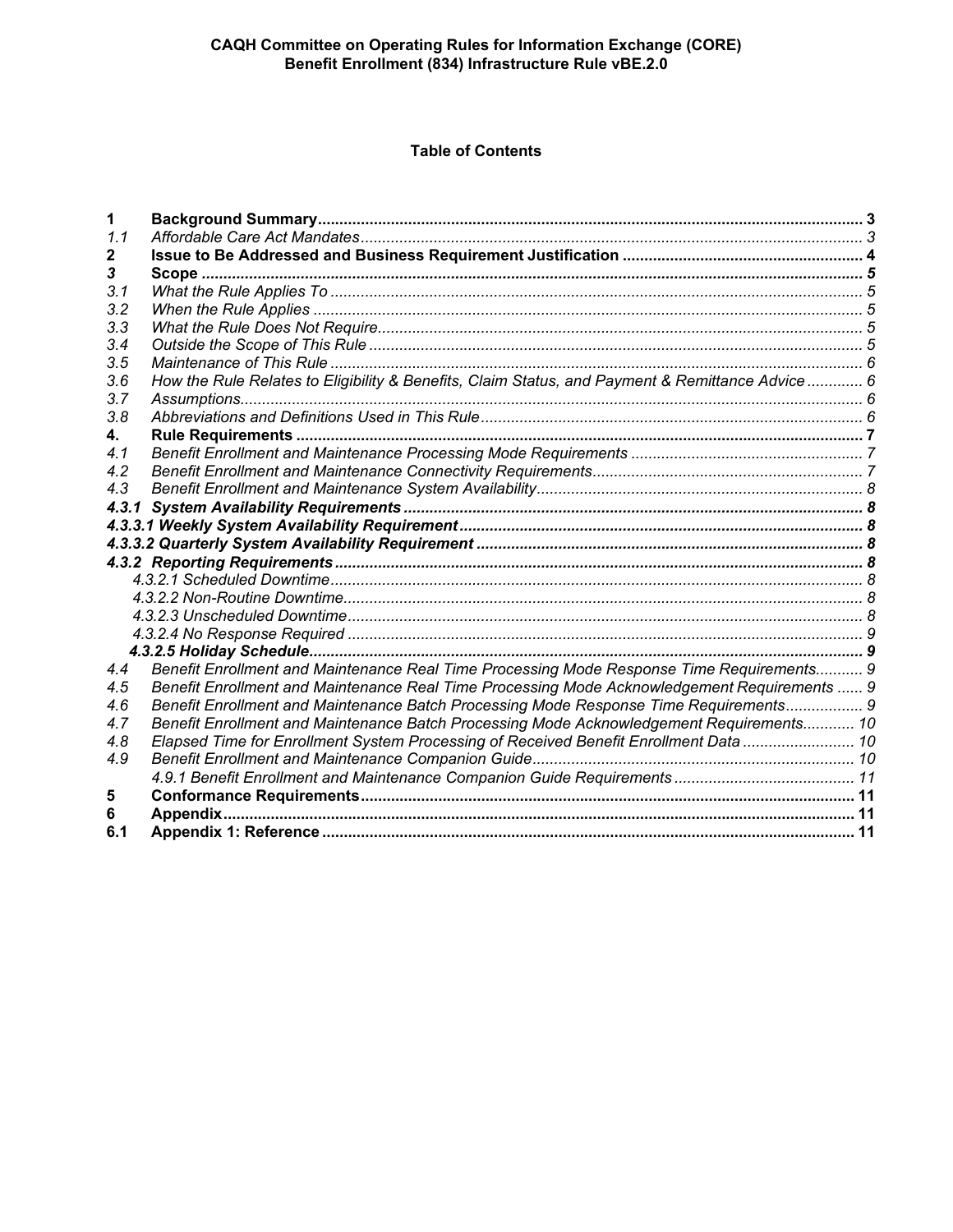CAQH Committee on Operating Rules for Information Exchange (CORE)
Benefit Enrollment (834) Infrastructure Rule vBE.2.0

## Table of Contents

| | | |
|---|---|---|
| **1** | **Background Summary** | **3** |
| *1.1* | *Affordable Care Act Mandates* | *3* |
| **2** | **Issue to Be Addressed and Business Requirement Justification** | **4** |
| ***3*** | **Scope** | ***5*** |
| *3.1* | *What the Rule Applies To* | *5* |
| *3.2* | *When the Rule Applies* | *5* |
| *3.3* | *What the Rule Does Not Require* | *5* |
| *3.4* | *Outside the Scope of This Rule* | *5* |
| *3.5* | *Maintenance of This Rule* | *6* |
| *3.6* | *How the Rule Relates to Eligibility & Benefits, Claim Status, and Payment & Remittance Advice* | *6* |
| *3.7* | *Assumptions* | *6* |
| *3.8* | *Abbreviations and Definitions Used in This Rule* | *6* |
| **4.** | **Rule Requirements** | **7** |
| *4.1* | *Benefit Enrollment and Maintenance Processing Mode Requirements* | *7* |
| *4.2* | *Benefit Enrollment and Maintenance Connectivity Requirements* | *7* |
| *4.3* | *Benefit Enrollment and Maintenance System Availability* | *8* |
| ***4.3.1*** | ***System Availability Requirements*** | ***8*** |
| ***4.3.3.1*** | ***Weekly System Availability Requirement*** | ***8*** |
| ***4.3.3.2*** | ***Quarterly System Availability Requirement*** | ***8*** |
| ***4.3.2*** | ***Reporting Requirements*** | ***8*** |
| | *4.3.2.1 Scheduled Downtime* | *8* |
| | *4.3.2.2 Non-Routine Downtime* | *8* |
| | *4.3.2.3 Unscheduled Downtime* | *8* |
| | *4.3.2.4 No Response Required* | *9* |
| | ***4.3.2.5 Holiday Schedule*** | ***9*** |
| *4.4* | *Benefit Enrollment and Maintenance Real Time Processing Mode Response Time Requirements* | *9* |
| *4.5* | *Benefit Enrollment and Maintenance Real Time Processing Mode Acknowledgement Requirements* | *9* |
| *4.6* | *Benefit Enrollment and Maintenance Batch Processing Mode Response Time Requirements* | *9* |
| *4.7* | *Benefit Enrollment and Maintenance Batch Processing Mode Acknowledgement Requirements* | *10* |
| *4.8* | *Elapsed Time for Enrollment System Processing of Received Benefit Enrollment Data* | *10* |
| *4.9* | *Benefit Enrollment and Maintenance Companion Guide* | *10* |
| | *4.9.1 Benefit Enrollment and Maintenance Companion Guide Requirements* | *11* |
| **5** | **Conformance Requirements** | **11** |
| **6** | **Appendix** | **11** |
| **6.1** | **Appendix 1: Reference** | **11** |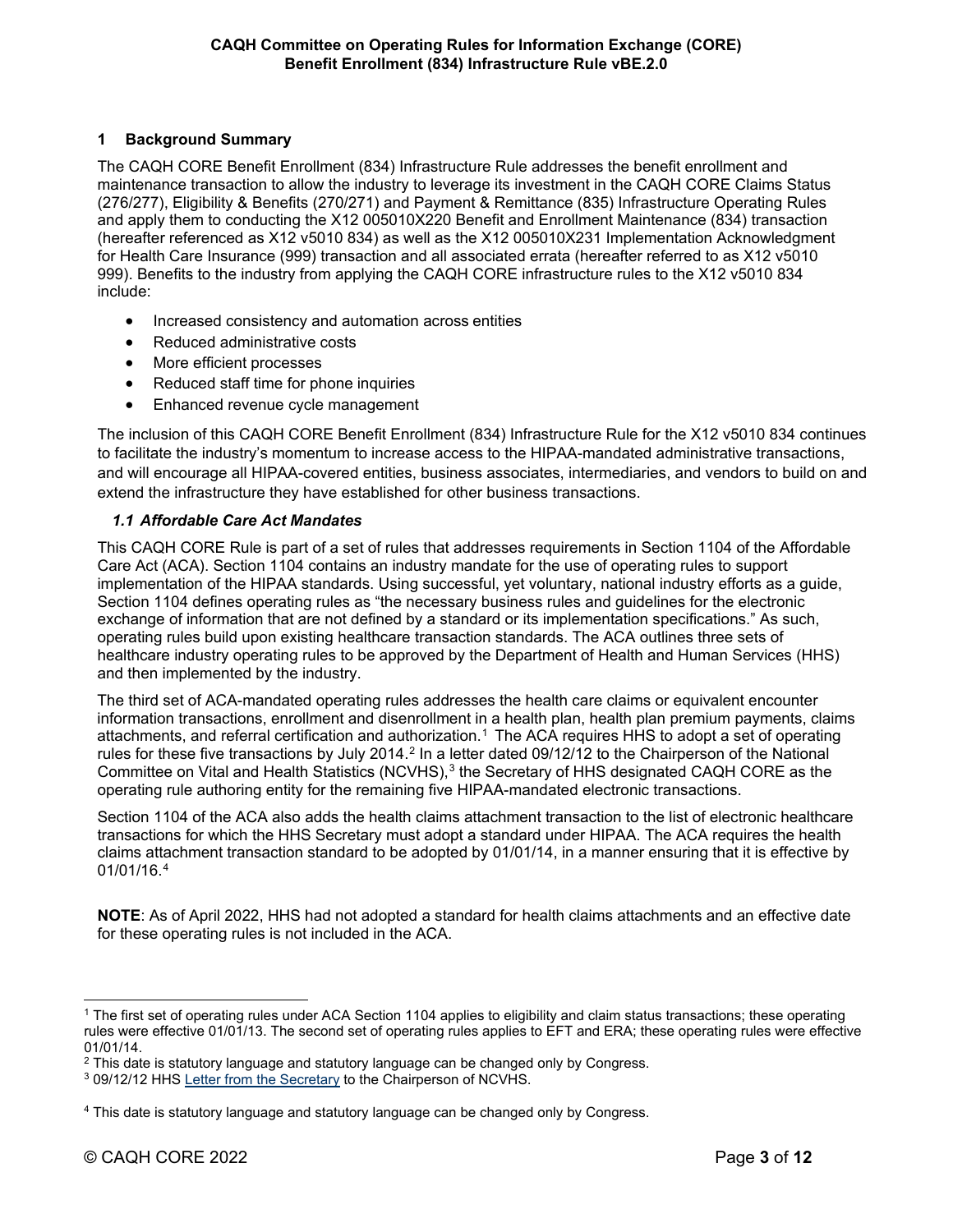## 1 Background Summary

The CAQH CORE Benefit Enrollment (834) Infrastructure Rule addresses the benefit enrollment and maintenance transaction to allow the industry to leverage its investment in the CAQH CORE Claims Status (276/277), Eligibility & Benefits (270/271) and Payment & Remittance (835) Infrastructure Operating Rules and apply them to conducting the X12 005010X220 Benefit and Enrollment Maintenance (834) transaction (hereafter referenced as X12 v5010 834) as well as the X12 005010X231 Implementation Acknowledgment for Health Care Insurance (999) transaction and all associated errata (hereafter referred to as X12 v5010 999). Benefits to the industry from applying the CAQH CORE infrastructure rules to the X12 v5010 834 include:

- Increased consistency and automation across entities
- Reduced administrative costs
- More efficient processes
- Reduced staff time for phone inquiries
- Enhanced revenue cycle management

The inclusion of this CAQH CORE Benefit Enrollment (834) Infrastructure Rule for the X12 v5010 834 continues to facilitate the industry's momentum to increase access to the HIPAA-mandated administrative transactions, and will encourage all HIPAA-covered entities, business associates, intermediaries, and vendors to build on and extend the infrastructure they have established for other business transactions.

### *1.1 Affordable Care Act Mandates*

This CAQH CORE Rule is part of a set of rules that addresses requirements in Section 1104 of the Affordable Care Act (ACA). Section 1104 contains an industry mandate for the use of operating rules to support implementation of the HIPAA standards. Using successful, yet voluntary, national industry efforts as a guide, Section 1104 defines operating rules as "the necessary business rules and guidelines for the electronic exchange of information that are not defined by a standard or its implementation specifications." As such, operating rules build upon existing healthcare transaction standards. The ACA outlines three sets of healthcare industry operating rules to be approved by the Department of Health and Human Services (HHS) and then implemented by the industry.

The third set of ACA-mandated operating rules addresses the health care claims or equivalent encounter information transactions, enrollment and disenrollment in a health plan, health plan premium payments, claims attachments, and referral certification and authorization.[1] The ACA requires HHS to adopt a set of operating rules for these five transactions by July 2014.[2] In a letter dated 09/12/12 to the Chairperson of the National Committee on Vital and Health Statistics (NCVHS),[3] the Secretary of HHS designated CAQH CORE as the operating rule authoring entity for the remaining five HIPAA-mandated electronic transactions.

Section 1104 of the ACA also adds the health claims attachment transaction to the list of electronic healthcare transactions for which the HHS Secretary must adopt a standard under HIPAA. The ACA requires the health claims attachment transaction standard to be adopted by 01/01/14, in a manner ensuring that it is effective by 01/01/16.[4]

**NOTE**: As of April 2022, HHS had not adopted a standard for health claims attachments and an effective date for these operating rules is not included in the ACA.

---

[1] The first set of operating rules under ACA Section 1104 applies to eligibility and claim status transactions; these operating rules were effective 01/01/13. The second set of operating rules applies to EFT and ERA; these operating rules were effective 01/01/14.

[2] This date is statutory language and statutory language can be changed only by Congress.

[3] 09/12/12 HHS Letter from the Secretary to the Chairperson of NCVHS.

[4] This date is statutory language and statutory language can be changed only by Congress.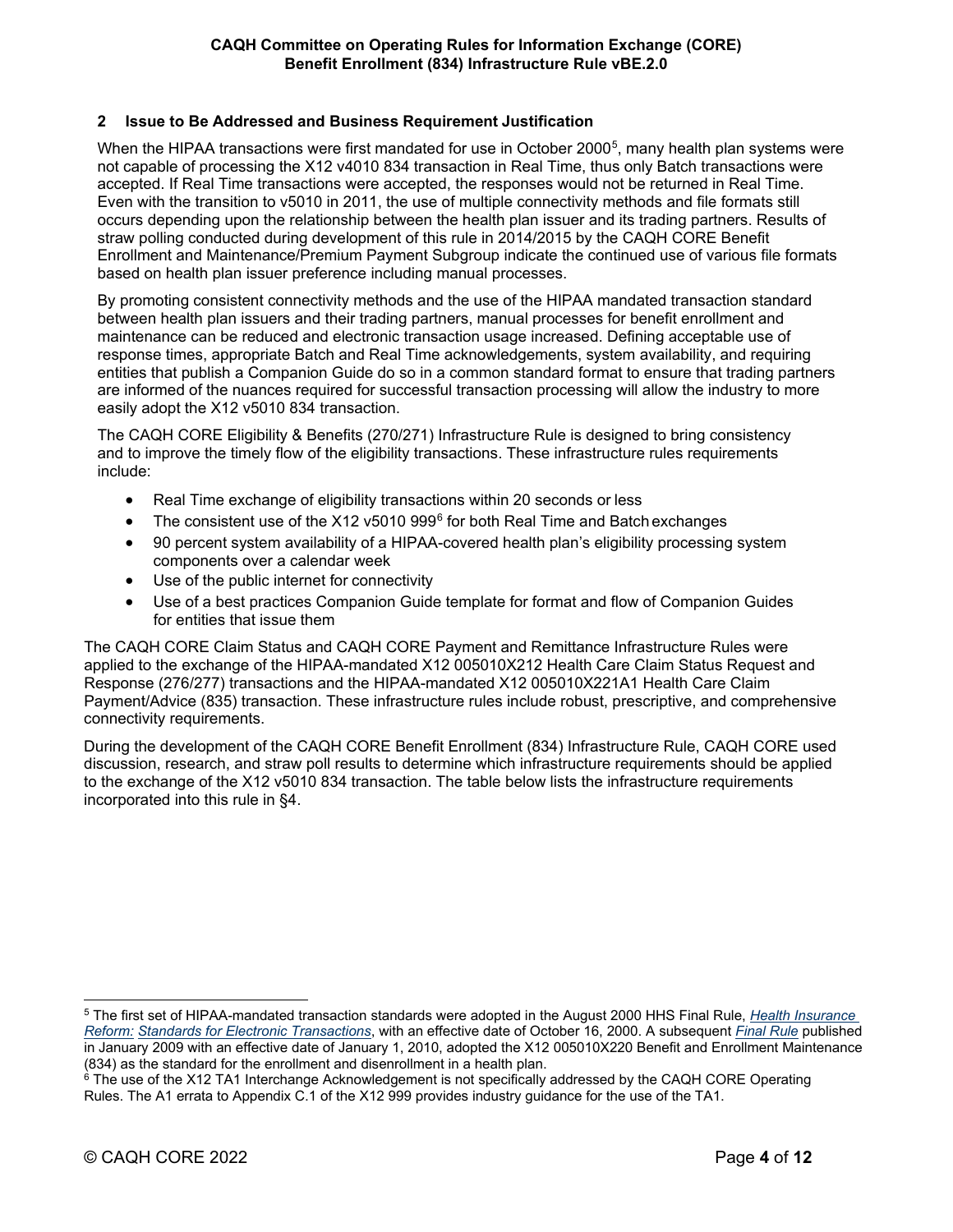## 2 Issue to Be Addressed and Business Requirement Justification

When the HIPAA transactions were first mandated for use in October 2000[5], many health plan systems were not capable of processing the X12 v4010 834 transaction in Real Time, thus only Batch transactions were accepted. If Real Time transactions were accepted, the responses would not be returned in Real Time. Even with the transition to v5010 in 2011, the use of multiple connectivity methods and file formats still occurs depending upon the relationship between the health plan issuer and its trading partners. Results of straw polling conducted during development of this rule in 2014/2015 by the CAQH CORE Benefit Enrollment and Maintenance/Premium Payment Subgroup indicate the continued use of various file formats based on health plan issuer preference including manual processes.

By promoting consistent connectivity methods and the use of the HIPAA mandated transaction standard between health plan issuers and their trading partners, manual processes for benefit enrollment and maintenance can be reduced and electronic transaction usage increased. Defining acceptable use of response times, appropriate Batch and Real Time acknowledgements, system availability, and requiring entities that publish a Companion Guide do so in a common standard format to ensure that trading partners are informed of the nuances required for successful transaction processing will allow the industry to more easily adopt the X12 v5010 834 transaction.

The CAQH CORE Eligibility & Benefits (270/271) Infrastructure Rule is designed to bring consistency and to improve the timely flow of the eligibility transactions. These infrastructure rules requirements include:

- Real Time exchange of eligibility transactions within 20 seconds or less
- The consistent use of the X12 v5010 999[6] for both Real Time and Batch exchanges
- 90 percent system availability of a HIPAA-covered health plan's eligibility processing system components over a calendar week
- Use of the public internet for connectivity
- Use of a best practices Companion Guide template for format and flow of Companion Guides for entities that issue them

The CAQH CORE Claim Status and CAQH CORE Payment and Remittance Infrastructure Rules were applied to the exchange of the HIPAA-mandated X12 005010X212 Health Care Claim Status Request and Response (276/277) transactions and the HIPAA-mandated X12 005010X221A1 Health Care Claim Payment/Advice (835) transaction. These infrastructure rules include robust, prescriptive, and comprehensive connectivity requirements.

During the development of the CAQH CORE Benefit Enrollment (834) Infrastructure Rule, CAQH CORE used discussion, research, and straw poll results to determine which infrastructure requirements should be applied to the exchange of the X12 v5010 834 transaction. The table below lists the infrastructure requirements incorporated into this rule in §4.

---

[5] The first set of HIPAA-mandated transaction standards were adopted in the August 2000 HHS Final Rule, *Health Insurance Reform: Standards for Electronic Transactions*, with an effective date of October 16, 2000. A subsequent *Final Rule* published in January 2009 with an effective date of January 1, 2010, adopted the X12 005010X220 Benefit and Enrollment Maintenance (834) as the standard for the enrollment and disenrollment in a health plan.

[6] The use of the X12 TA1 Interchange Acknowledgement is not specifically addressed by the CAQH CORE Operating Rules. The A1 errata to Appendix C.1 of the X12 999 provides industry guidance for the use of the TA1.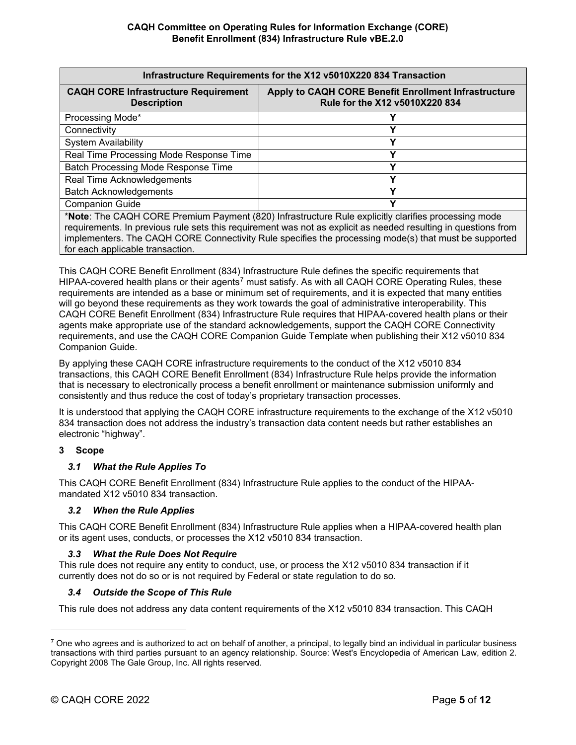| Infrastructure Requirements for the X12 v5010X220 834 Transaction | |
|---|---|
| **CAQH CORE Infrastructure Requirement Description** | **Apply to CAQH CORE Benefit Enrollment Infrastructure Rule for the X12 v5010X220 834** |
| Processing Mode* | Y |
| Connectivity | Y |
| System Availability | Y |
| Real Time Processing Mode Response Time | Y |
| Batch Processing Mode Response Time | Y |
| Real Time Acknowledgements | Y |
| Batch Acknowledgements | Y |
| Companion Guide | Y |
| *__Note__: The CAQH CORE Premium Payment (820) Infrastructure Rule explicitly clarifies processing mode requirements. In previous rule sets this requirement was not as explicit as needed resulting in questions from implementers. The CAQH CORE Connectivity Rule specifies the processing mode(s) that must be supported for each applicable transaction. | |

This CAQH CORE Benefit Enrollment (834) Infrastructure Rule defines the specific requirements that HIPAA-covered health plans or their agents[7] must satisfy. As with all CAQH CORE Operating Rules, these requirements are intended as a base or minimum set of requirements, and it is expected that many entities will go beyond these requirements as they work towards the goal of administrative interoperability. This CAQH CORE Benefit Enrollment (834) Infrastructure Rule requires that HIPAA-covered health plans or their agents make appropriate use of the standard acknowledgements, support the CAQH CORE Connectivity requirements, and use the CAQH CORE Companion Guide Template when publishing their X12 v5010 834 Companion Guide.

By applying these CAQH CORE infrastructure requirements to the conduct of the X12 v5010 834 transactions, this CAQH CORE Benefit Enrollment (834) Infrastructure Rule helps provide the information that is necessary to electronically process a benefit enrollment or maintenance submission uniformly and consistently and thus reduce the cost of today's proprietary transaction processes.

It is understood that applying the CAQH CORE infrastructure requirements to the exchange of the X12 v5010 834 transaction does not address the industry's transaction data content needs but rather establishes an electronic "highway".

## 3 Scope

### *3.1 What the Rule Applies To*

This CAQH CORE Benefit Enrollment (834) Infrastructure Rule applies to the conduct of the HIPAA-mandated X12 v5010 834 transaction.

### *3.2 When the Rule Applies*

This CAQH CORE Benefit Enrollment (834) Infrastructure Rule applies when a HIPAA-covered health plan or its agent uses, conducts, or processes the X12 v5010 834 transaction.

### *3.3 What the Rule Does Not Require*

This rule does not require any entity to conduct, use, or process the X12 v5010 834 transaction if it currently does not do so or is not required by Federal or state regulation to do so.

### *3.4 Outside the Scope of This Rule*

This rule does not address any data content requirements of the X12 v5010 834 transaction. This CAQH

[7] One who agrees and is authorized to act on behalf of another, a principal, to legally bind an individual in particular business transactions with third parties pursuant to an agency relationship. Source: West's Encyclopedia of American Law, edition 2. Copyright 2008 The Gale Group, Inc. All rights reserved.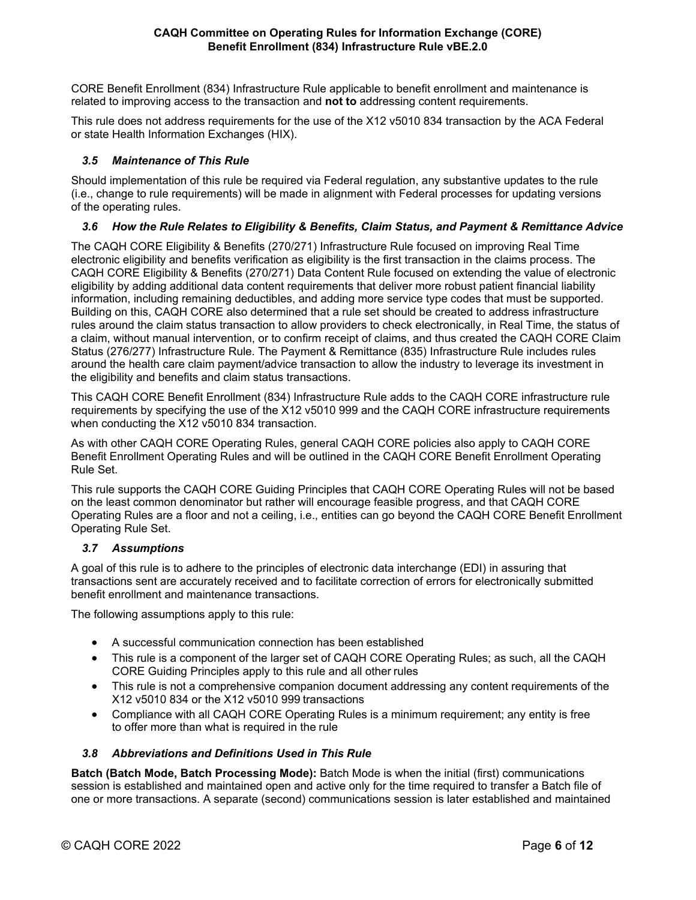CORE Benefit Enrollment (834) Infrastructure Rule applicable to benefit enrollment and maintenance is related to improving access to the transaction and **not to** addressing content requirements.

This rule does not address requirements for the use of the X12 v5010 834 transaction by the ACA Federal or state Health Information Exchanges (HIX).

### *3.5 Maintenance of This Rule*

Should implementation of this rule be required via Federal regulation, any substantive updates to the rule (i.e., change to rule requirements) will be made in alignment with Federal processes for updating versions of the operating rules.

### *3.6 How the Rule Relates to Eligibility & Benefits, Claim Status, and Payment & Remittance Advice*

The CAQH CORE Eligibility & Benefits (270/271) Infrastructure Rule focused on improving Real Time electronic eligibility and benefits verification as eligibility is the first transaction in the claims process. The CAQH CORE Eligibility & Benefits (270/271) Data Content Rule focused on extending the value of electronic eligibility by adding additional data content requirements that deliver more robust patient financial liability information, including remaining deductibles, and adding more service type codes that must be supported. Building on this, CAQH CORE also determined that a rule set should be created to address infrastructure rules around the claim status transaction to allow providers to check electronically, in Real Time, the status of a claim, without manual intervention, or to confirm receipt of claims, and thus created the CAQH CORE Claim Status (276/277) Infrastructure Rule. The Payment & Remittance (835) Infrastructure Rule includes rules around the health care claim payment/advice transaction to allow the industry to leverage its investment in the eligibility and benefits and claim status transactions.

This CAQH CORE Benefit Enrollment (834) Infrastructure Rule adds to the CAQH CORE infrastructure rule requirements by specifying the use of the X12 v5010 999 and the CAQH CORE infrastructure requirements when conducting the X12 v5010 834 transaction.

As with other CAQH CORE Operating Rules, general CAQH CORE policies also apply to CAQH CORE Benefit Enrollment Operating Rules and will be outlined in the CAQH CORE Benefit Enrollment Operating Rule Set.

This rule supports the CAQH CORE Guiding Principles that CAQH CORE Operating Rules will not be based on the least common denominator but rather will encourage feasible progress, and that CAQH CORE Operating Rules are a floor and not a ceiling, i.e., entities can go beyond the CAQH CORE Benefit Enrollment Operating Rule Set.

### *3.7 Assumptions*

A goal of this rule is to adhere to the principles of electronic data interchange (EDI) in assuring that transactions sent are accurately received and to facilitate correction of errors for electronically submitted benefit enrollment and maintenance transactions.

The following assumptions apply to this rule:

- A successful communication connection has been established
- This rule is a component of the larger set of CAQH CORE Operating Rules; as such, all the CAQH CORE Guiding Principles apply to this rule and all other rules
- This rule is not a comprehensive companion document addressing any content requirements of the X12 v5010 834 or the X12 v5010 999 transactions
- Compliance with all CAQH CORE Operating Rules is a minimum requirement; any entity is free to offer more than what is required in the rule

### *3.8 Abbreviations and Definitions Used in This Rule*

**Batch (Batch Mode, Batch Processing Mode):** Batch Mode is when the initial (first) communications session is established and maintained open and active only for the time required to transfer a Batch file of one or more transactions. A separate (second) communications session is later established and maintained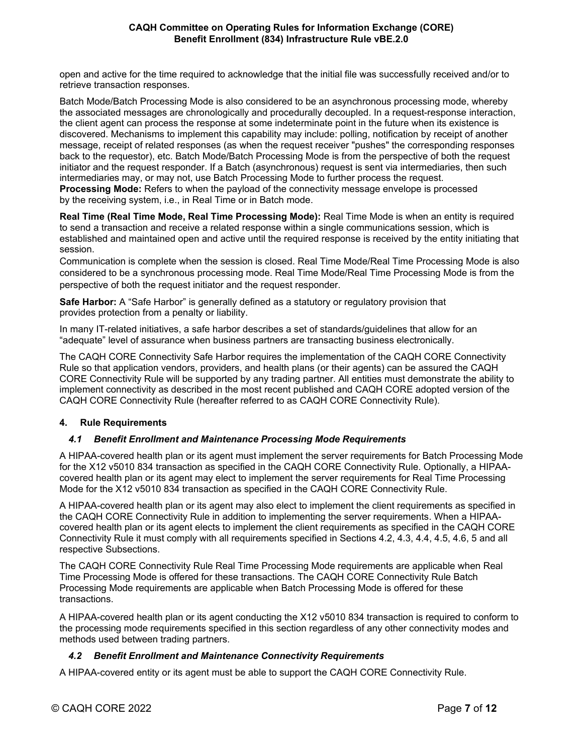open and active for the time required to acknowledge that the initial file was successfully received and/or to retrieve transaction responses.

Batch Mode/Batch Processing Mode is also considered to be an asynchronous processing mode, whereby the associated messages are chronologically and procedurally decoupled. In a request-response interaction, the client agent can process the response at some indeterminate point in the future when its existence is discovered. Mechanisms to implement this capability may include: polling, notification by receipt of another message, receipt of related responses (as when the request receiver "pushes" the corresponding responses back to the requestor), etc. Batch Mode/Batch Processing Mode is from the perspective of both the request initiator and the request responder. If a Batch (asynchronous) request is sent via intermediaries, then such intermediaries may, or may not, use Batch Processing Mode to further process the request.

**Processing Mode:** Refers to when the payload of the connectivity message envelope is processed by the receiving system, i.e., in Real Time or in Batch mode.

**Real Time (Real Time Mode, Real Time Processing Mode):** Real Time Mode is when an entity is required to send a transaction and receive a related response within a single communications session, which is established and maintained open and active until the required response is received by the entity initiating that session.

Communication is complete when the session is closed. Real Time Mode/Real Time Processing Mode is also considered to be a synchronous processing mode. Real Time Mode/Real Time Processing Mode is from the perspective of both the request initiator and the request responder.

**Safe Harbor:** A "Safe Harbor" is generally defined as a statutory or regulatory provision that provides protection from a penalty or liability.

In many IT-related initiatives, a safe harbor describes a set of standards/guidelines that allow for an "adequate" level of assurance when business partners are transacting business electronically.

The CAQH CORE Connectivity Safe Harbor requires the implementation of the CAQH CORE Connectivity Rule so that application vendors, providers, and health plans (or their agents) can be assured the CAQH CORE Connectivity Rule will be supported by any trading partner. All entities must demonstrate the ability to implement connectivity as described in the most recent published and CAQH CORE adopted version of the CAQH CORE Connectivity Rule (hereafter referred to as CAQH CORE Connectivity Rule).

## 4. Rule Requirements

### *4.1 Benefit Enrollment and Maintenance Processing Mode Requirements*

A HIPAA-covered health plan or its agent must implement the server requirements for Batch Processing Mode for the X12 v5010 834 transaction as specified in the CAQH CORE Connectivity Rule. Optionally, a HIPAA-covered health plan or its agent may elect to implement the server requirements for Real Time Processing Mode for the X12 v5010 834 transaction as specified in the CAQH CORE Connectivity Rule.

A HIPAA-covered health plan or its agent may also elect to implement the client requirements as specified in the CAQH CORE Connectivity Rule in addition to implementing the server requirements. When a HIPAA-covered health plan or its agent elects to implement the client requirements as specified in the CAQH CORE Connectivity Rule it must comply with all requirements specified in Sections 4.2, 4.3, 4.4, 4.5, 4.6, 5 and all respective Subsections.

The CAQH CORE Connectivity Rule Real Time Processing Mode requirements are applicable when Real Time Processing Mode is offered for these transactions. The CAQH CORE Connectivity Rule Batch Processing Mode requirements are applicable when Batch Processing Mode is offered for these transactions.

A HIPAA-covered health plan or its agent conducting the X12 v5010 834 transaction is required to conform to the processing mode requirements specified in this section regardless of any other connectivity modes and methods used between trading partners.

### *4.2 Benefit Enrollment and Maintenance Connectivity Requirements*

A HIPAA-covered entity or its agent must be able to support the CAQH CORE Connectivity Rule.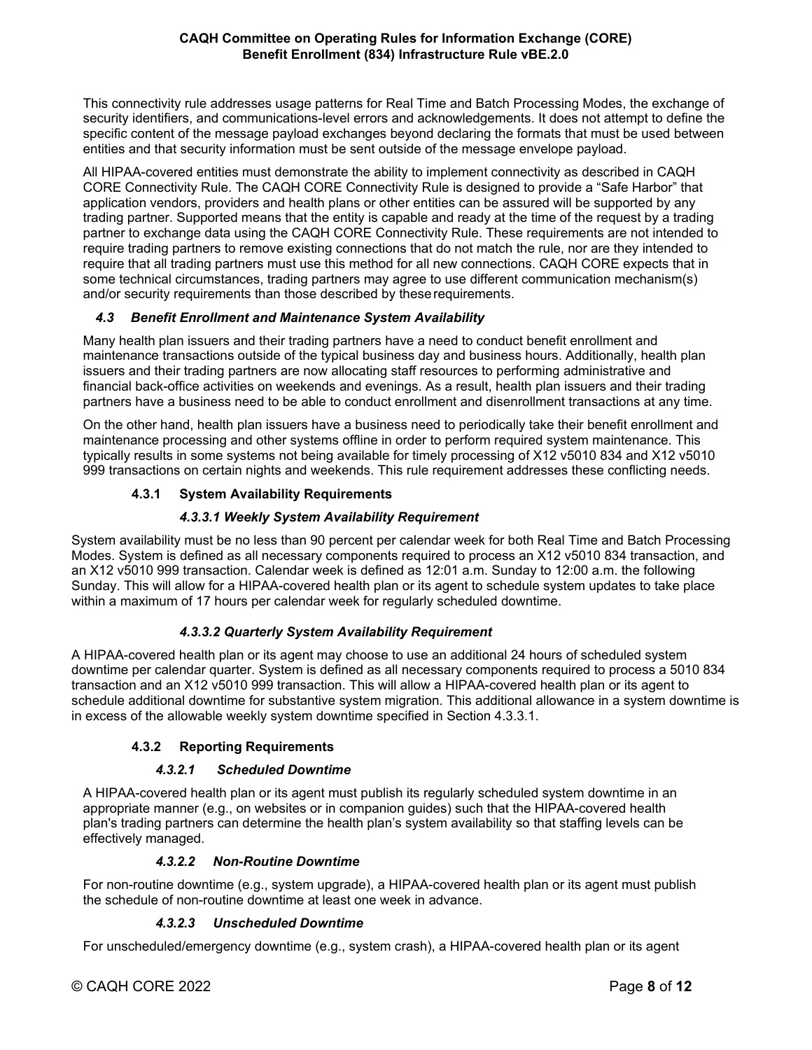This connectivity rule addresses usage patterns for Real Time and Batch Processing Modes, the exchange of security identifiers, and communications-level errors and acknowledgements. It does not attempt to define the specific content of the message payload exchanges beyond declaring the formats that must be used between entities and that security information must be sent outside of the message envelope payload.

All HIPAA-covered entities must demonstrate the ability to implement connectivity as described in CAQH CORE Connectivity Rule. The CAQH CORE Connectivity Rule is designed to provide a "Safe Harbor" that application vendors, providers and health plans or other entities can be assured will be supported by any trading partner. Supported means that the entity is capable and ready at the time of the request by a trading partner to exchange data using the CAQH CORE Connectivity Rule. These requirements are not intended to require trading partners to remove existing connections that do not match the rule, nor are they intended to require that all trading partners must use this method for all new connections. CAQH CORE expects that in some technical circumstances, trading partners may agree to use different communication mechanism(s) and/or security requirements than those described by these requirements.

### *4.3 Benefit Enrollment and Maintenance System Availability*

Many health plan issuers and their trading partners have a need to conduct benefit enrollment and maintenance transactions outside of the typical business day and business hours. Additionally, health plan issuers and their trading partners are now allocating staff resources to performing administrative and financial back-office activities on weekends and evenings. As a result, health plan issuers and their trading partners have a business need to be able to conduct enrollment and disenrollment transactions at any time.

On the other hand, health plan issuers have a business need to periodically take their benefit enrollment and maintenance processing and other systems offline in order to perform required system maintenance. This typically results in some systems not being available for timely processing of X12 v5010 834 and X12 v5010 999 transactions on certain nights and weekends. This rule requirement addresses these conflicting needs.

#### 4.3.1 System Availability Requirements

##### *4.3.3.1 Weekly System Availability Requirement*

System availability must be no less than 90 percent per calendar week for both Real Time and Batch Processing Modes. System is defined as all necessary components required to process an X12 v5010 834 transaction, and an X12 v5010 999 transaction. Calendar week is defined as 12:01 a.m. Sunday to 12:00 a.m. the following Sunday. This will allow for a HIPAA-covered health plan or its agent to schedule system updates to take place within a maximum of 17 hours per calendar week for regularly scheduled downtime.

##### *4.3.3.2 Quarterly System Availability Requirement*

A HIPAA-covered health plan or its agent may choose to use an additional 24 hours of scheduled system downtime per calendar quarter. System is defined as all necessary components required to process a 5010 834 transaction and an X12 v5010 999 transaction. This will allow a HIPAA-covered health plan or its agent to schedule additional downtime for substantive system migration. This additional allowance in a system downtime is in excess of the allowable weekly system downtime specified in Section 4.3.3.1.

#### 4.3.2 Reporting Requirements

##### *4.3.2.1 Scheduled Downtime*

A HIPAA-covered health plan or its agent must publish its regularly scheduled system downtime in an appropriate manner (e.g., on websites or in companion guides) such that the HIPAA-covered health plan's trading partners can determine the health plan's system availability so that staffing levels can be effectively managed.

##### *4.3.2.2 Non-Routine Downtime*

For non-routine downtime (e.g., system upgrade), a HIPAA-covered health plan or its agent must publish the schedule of non-routine downtime at least one week in advance.

##### *4.3.2.3 Unscheduled Downtime*

For unscheduled/emergency downtime (e.g., system crash), a HIPAA-covered health plan or its agent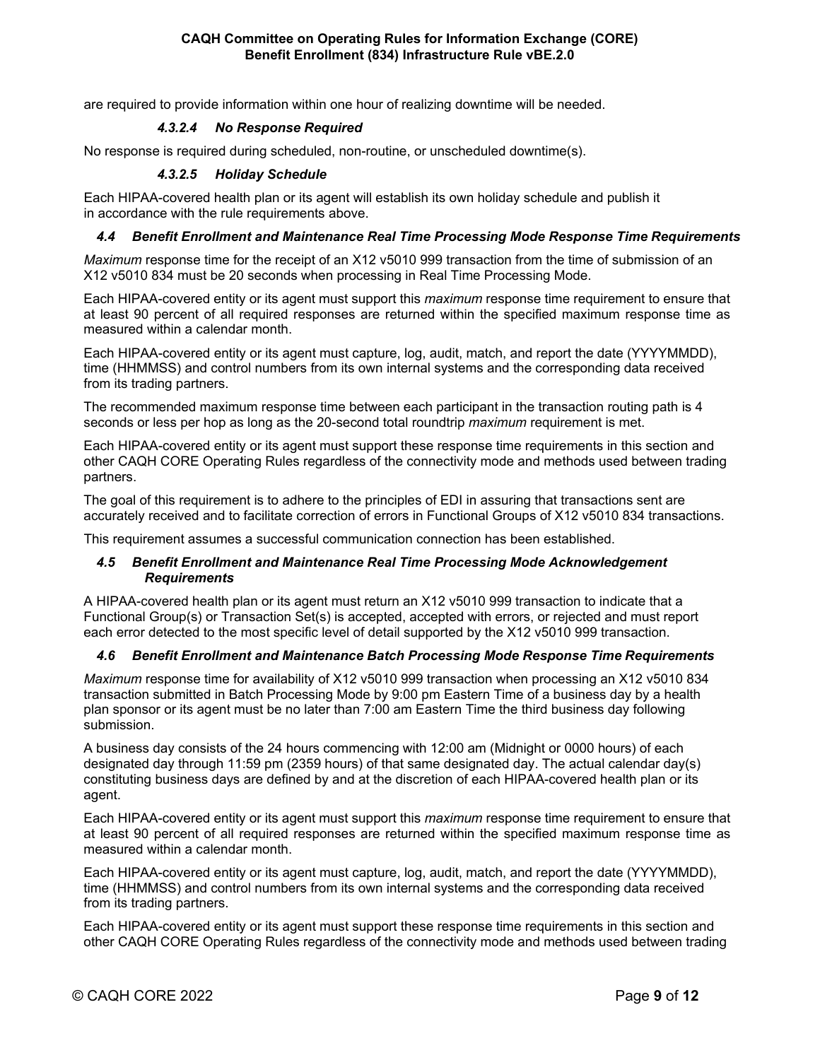are required to provide information within one hour of realizing downtime will be needed.

##### *4.3.2.4 No Response Required*

No response is required during scheduled, non-routine, or unscheduled downtime(s).

##### *4.3.2.5 Holiday Schedule*

Each HIPAA-covered health plan or its agent will establish its own holiday schedule and publish it in accordance with the rule requirements above.

### *4.4 Benefit Enrollment and Maintenance Real Time Processing Mode Response Time Requirements*

*Maximum* response time for the receipt of an X12 v5010 999 transaction from the time of submission of an X12 v5010 834 must be 20 seconds when processing in Real Time Processing Mode.

Each HIPAA-covered entity or its agent must support this *maximum* response time requirement to ensure that at least 90 percent of all required responses are returned within the specified maximum response time as measured within a calendar month.

Each HIPAA-covered entity or its agent must capture, log, audit, match, and report the date (YYYYMMDD), time (HHMMSS) and control numbers from its own internal systems and the corresponding data received from its trading partners.

The recommended maximum response time between each participant in the transaction routing path is 4 seconds or less per hop as long as the 20-second total roundtrip *maximum* requirement is met.

Each HIPAA-covered entity or its agent must support these response time requirements in this section and other CAQH CORE Operating Rules regardless of the connectivity mode and methods used between trading partners.

The goal of this requirement is to adhere to the principles of EDI in assuring that transactions sent are accurately received and to facilitate correction of errors in Functional Groups of X12 v5010 834 transactions.

This requirement assumes a successful communication connection has been established.

### *4.5 Benefit Enrollment and Maintenance Real Time Processing Mode Acknowledgement Requirements*

A HIPAA-covered health plan or its agent must return an X12 v5010 999 transaction to indicate that a Functional Group(s) or Transaction Set(s) is accepted, accepted with errors, or rejected and must report each error detected to the most specific level of detail supported by the X12 v5010 999 transaction.

### *4.6 Benefit Enrollment and Maintenance Batch Processing Mode Response Time Requirements*

*Maximum* response time for availability of X12 v5010 999 transaction when processing an X12 v5010 834 transaction submitted in Batch Processing Mode by 9:00 pm Eastern Time of a business day by a health plan sponsor or its agent must be no later than 7:00 am Eastern Time the third business day following submission.

A business day consists of the 24 hours commencing with 12:00 am (Midnight or 0000 hours) of each designated day through 11:59 pm (2359 hours) of that same designated day. The actual calendar day(s) constituting business days are defined by and at the discretion of each HIPAA-covered health plan or its agent.

Each HIPAA-covered entity or its agent must support this *maximum* response time requirement to ensure that at least 90 percent of all required responses are returned within the specified maximum response time as measured within a calendar month.

Each HIPAA-covered entity or its agent must capture, log, audit, match, and report the date (YYYYMMDD), time (HHMMSS) and control numbers from its own internal systems and the corresponding data received from its trading partners.

Each HIPAA-covered entity or its agent must support these response time requirements in this section and other CAQH CORE Operating Rules regardless of the connectivity mode and methods used between trading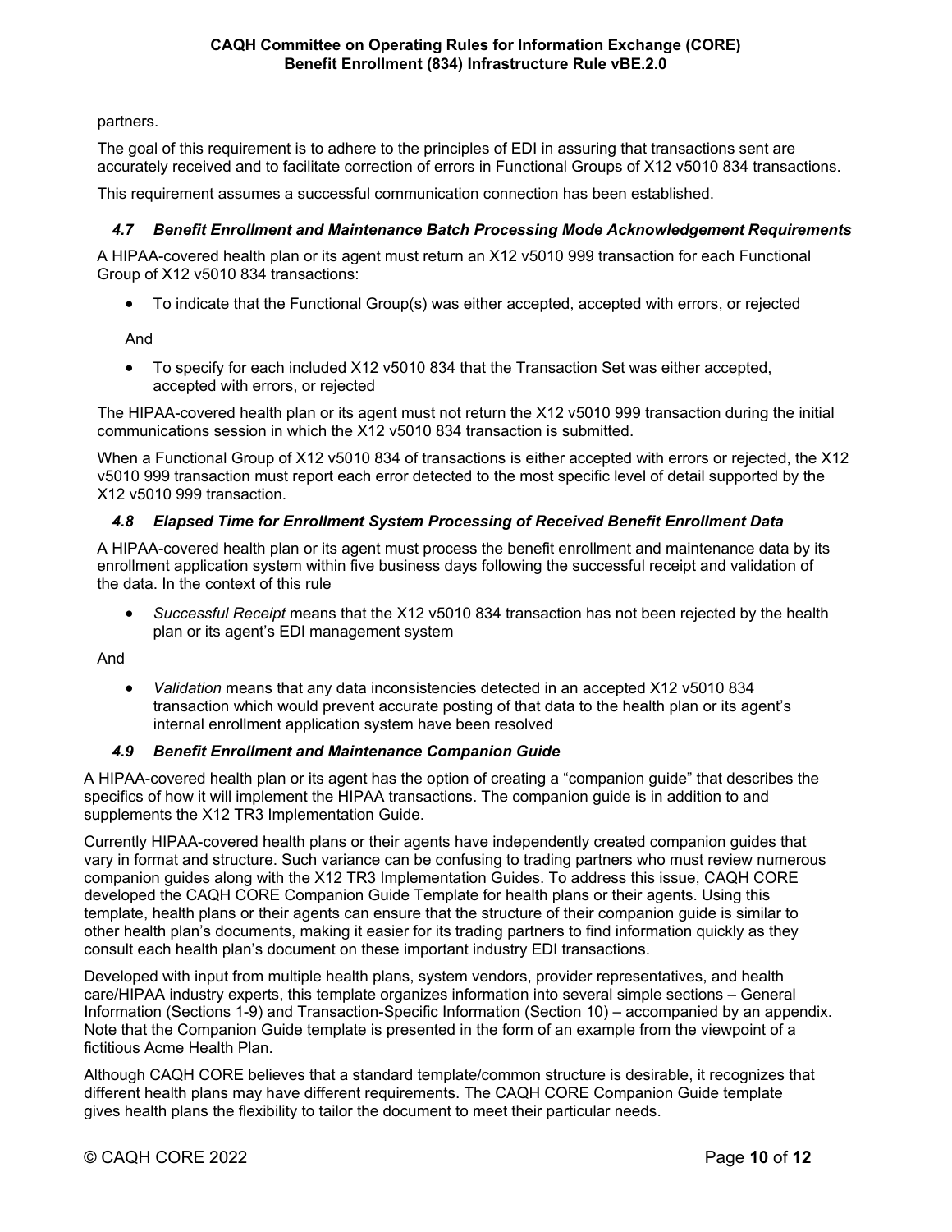partners.

The goal of this requirement is to adhere to the principles of EDI in assuring that transactions sent are accurately received and to facilitate correction of errors in Functional Groups of X12 v5010 834 transactions.

This requirement assumes a successful communication connection has been established.

### *4.7 Benefit Enrollment and Maintenance Batch Processing Mode Acknowledgement Requirements*

A HIPAA-covered health plan or its agent must return an X12 v5010 999 transaction for each Functional Group of X12 v5010 834 transactions:

- To indicate that the Functional Group(s) was either accepted, accepted with errors, or rejected

  And

- To specify for each included X12 v5010 834 that the Transaction Set was either accepted, accepted with errors, or rejected

The HIPAA-covered health plan or its agent must not return the X12 v5010 999 transaction during the initial communications session in which the X12 v5010 834 transaction is submitted.

When a Functional Group of X12 v5010 834 of transactions is either accepted with errors or rejected, the X12 v5010 999 transaction must report each error detected to the most specific level of detail supported by the X12 v5010 999 transaction.

### *4.8 Elapsed Time for Enrollment System Processing of Received Benefit Enrollment Data*

A HIPAA-covered health plan or its agent must process the benefit enrollment and maintenance data by its enrollment application system within five business days following the successful receipt and validation of the data. In the context of this rule

- *Successful Receipt* means that the X12 v5010 834 transaction has not been rejected by the health plan or its agent's EDI management system

And

- *Validation* means that any data inconsistencies detected in an accepted X12 v5010 834 transaction which would prevent accurate posting of that data to the health plan or its agent's internal enrollment application system have been resolved

### *4.9 Benefit Enrollment and Maintenance Companion Guide*

A HIPAA-covered health plan or its agent has the option of creating a "companion guide" that describes the specifics of how it will implement the HIPAA transactions. The companion guide is in addition to and supplements the X12 TR3 Implementation Guide.

Currently HIPAA-covered health plans or their agents have independently created companion guides that vary in format and structure. Such variance can be confusing to trading partners who must review numerous companion guides along with the X12 TR3 Implementation Guides. To address this issue, CAQH CORE developed the CAQH CORE Companion Guide Template for health plans or their agents. Using this template, health plans or their agents can ensure that the structure of their companion guide is similar to other health plan's documents, making it easier for its trading partners to find information quickly as they consult each health plan's document on these important industry EDI transactions.

Developed with input from multiple health plans, system vendors, provider representatives, and health care/HIPAA industry experts, this template organizes information into several simple sections – General Information (Sections 1-9) and Transaction-Specific Information (Section 10) – accompanied by an appendix. Note that the Companion Guide template is presented in the form of an example from the viewpoint of a fictitious Acme Health Plan.

Although CAQH CORE believes that a standard template/common structure is desirable, it recognizes that different health plans may have different requirements. The CAQH CORE Companion Guide template gives health plans the flexibility to tailor the document to meet their particular needs.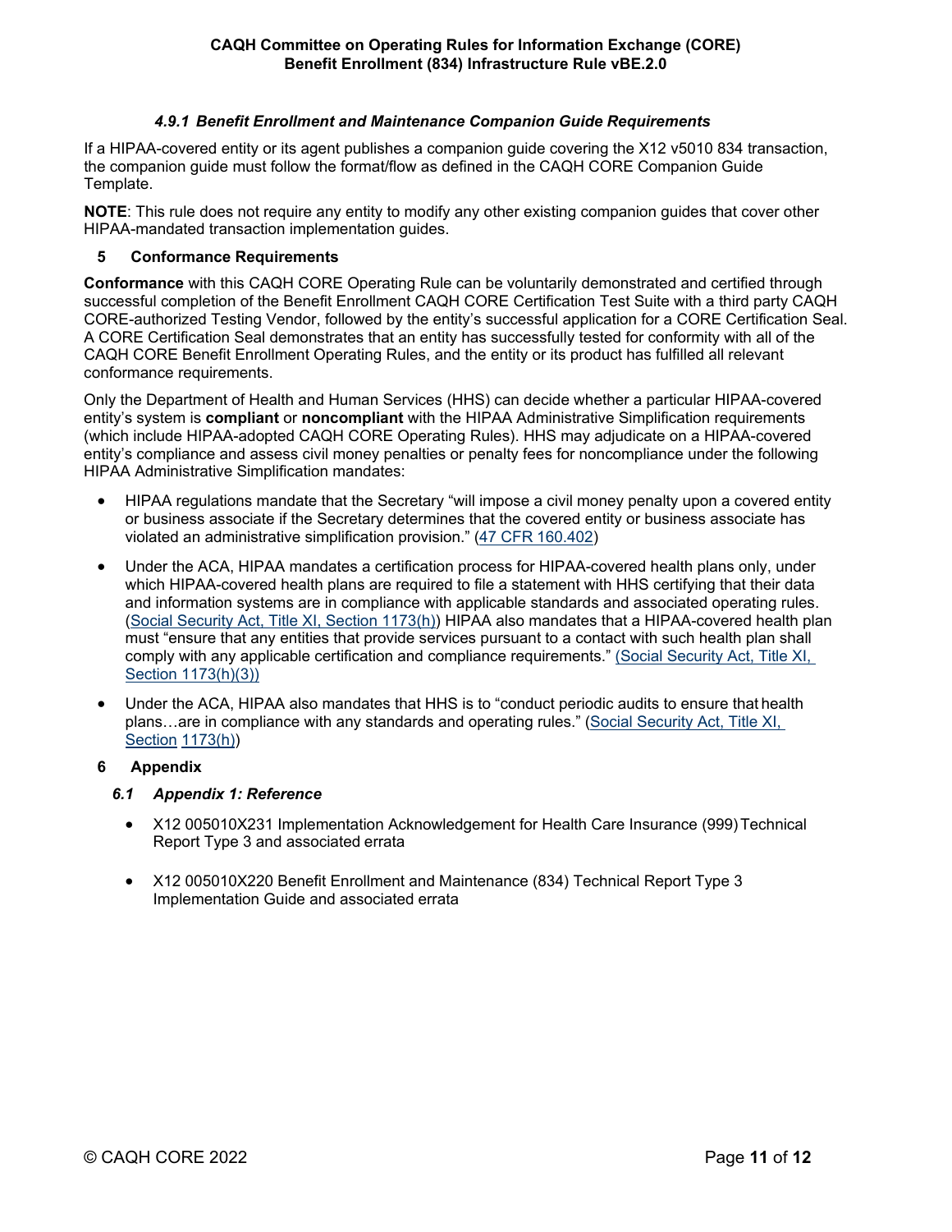#### 4.9.1 *Benefit Enrollment and Maintenance Companion Guide Requirements*

If a HIPAA-covered entity or its agent publishes a companion guide covering the X12 v5010 834 transaction, the companion guide must follow the format/flow as defined in the CAQH CORE Companion Guide Template.

**NOTE**: This rule does not require any entity to modify any other existing companion guides that cover other HIPAA-mandated transaction implementation guides.

## 5 Conformance Requirements

**Conformance** with this CAQH CORE Operating Rule can be voluntarily demonstrated and certified through successful completion of the Benefit Enrollment CAQH CORE Certification Test Suite with a third party CAQH CORE-authorized Testing Vendor, followed by the entity's successful application for a CORE Certification Seal. A CORE Certification Seal demonstrates that an entity has successfully tested for conformity with all of the CAQH CORE Benefit Enrollment Operating Rules, and the entity or its product has fulfilled all relevant conformance requirements.

Only the Department of Health and Human Services (HHS) can decide whether a particular HIPAA-covered entity's system is **compliant** or **noncompliant** with the HIPAA Administrative Simplification requirements (which include HIPAA-adopted CAQH CORE Operating Rules). HHS may adjudicate on a HIPAA-covered entity's compliance and assess civil money penalties or penalty fees for noncompliance under the following HIPAA Administrative Simplification mandates:

- HIPAA regulations mandate that the Secretary "will impose a civil money penalty upon a covered entity or business associate if the Secretary determines that the covered entity or business associate has violated an administrative simplification provision." (47 CFR 160.402)
- Under the ACA, HIPAA mandates a certification process for HIPAA-covered health plans only, under which HIPAA-covered health plans are required to file a statement with HHS certifying that their data and information systems are in compliance with applicable standards and associated operating rules. (Social Security Act, Title XI, Section 1173(h)) HIPAA also mandates that a HIPAA-covered health plan must "ensure that any entities that provide services pursuant to a contact with such health plan shall comply with any applicable certification and compliance requirements." (Social Security Act, Title XI, Section 1173(h)(3))
- Under the ACA, HIPAA also mandates that HHS is to "conduct periodic audits to ensure that health plans…are in compliance with any standards and operating rules." (Social Security Act, Title XI, Section 1173(h))

## 6 Appendix

### 6.1 *Appendix 1: Reference*

- X12 005010X231 Implementation Acknowledgement for Health Care Insurance (999) Technical Report Type 3 and associated errata
- X12 005010X220 Benefit Enrollment and Maintenance (834) Technical Report Type 3 Implementation Guide and associated errata